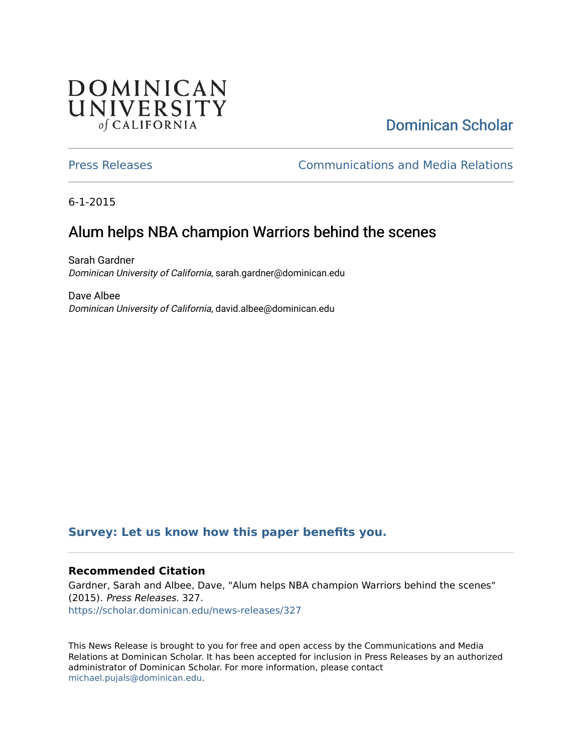DOMINICAN UNIVERSITY *of* CALIFORNIA

Dominican Scholar

Press Releases | Communications and Media Relations

6-1-2015

# Alum helps NBA champion Warriors behind the scenes

Sarah Gardner
*Dominican University of California*, sarah.gardner@dominican.edu

Dave Albee
*Dominican University of California*, david.albee@dominican.edu

**Survey: Let us know how this paper benefits you.**

### Recommended Citation

Gardner, Sarah and Albee, Dave, "Alum helps NBA champion Warriors behind the scenes" (2015). *Press Releases*. 327.
https://scholar.dominican.edu/news-releases/327

This News Release is brought to you for free and open access by the Communications and Media Relations at Dominican Scholar. It has been accepted for inclusion in Press Releases by an authorized administrator of Dominican Scholar. For more information, please contact michael.pujals@dominican.edu.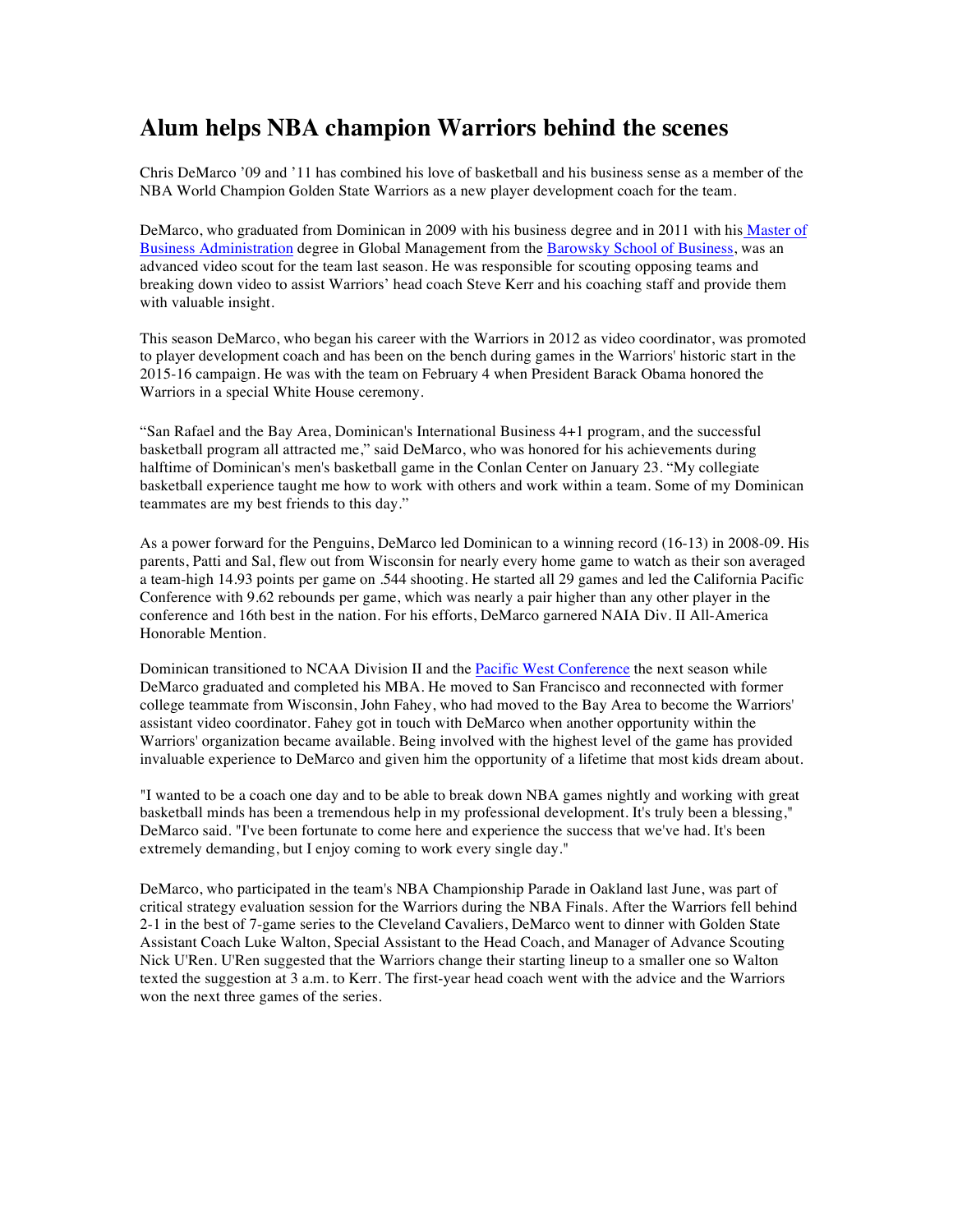# Alum helps NBA champion Warriors behind the scenes

Chris DeMarco '09 and '11 has combined his love of basketball and his business sense as a member of the NBA World Champion Golden State Warriors as a new player development coach for the team.

DeMarco, who graduated from Dominican in 2009 with his business degree and in 2011 with his [Master of Business Administration]() degree in Global Management from the [Barowsky School of Business](), was an advanced video scout for the team last season. He was responsible for scouting opposing teams and breaking down video to assist Warriors' head coach Steve Kerr and his coaching staff and provide them with valuable insight.

This season DeMarco, who began his career with the Warriors in 2012 as video coordinator, was promoted to player development coach and has been on the bench during games in the Warriors' historic start in the 2015-16 campaign. He was with the team on February 4 when President Barack Obama honored the Warriors in a special White House ceremony.

"San Rafael and the Bay Area, Dominican's International Business 4+1 program, and the successful basketball program all attracted me," said DeMarco, who was honored for his achievements during halftime of Dominican's men's basketball game in the Conlan Center on January 23. "My collegiate basketball experience taught me how to work with others and work within a team. Some of my Dominican teammates are my best friends to this day."

As a power forward for the Penguins, DeMarco led Dominican to a winning record (16-13) in 2008-09. His parents, Patti and Sal, flew out from Wisconsin for nearly every home game to watch as their son averaged a team-high 14.93 points per game on .544 shooting. He started all 29 games and led the California Pacific Conference with 9.62 rebounds per game, which was nearly a pair higher than any other player in the conference and 16th best in the nation. For his efforts, DeMarco garnered NAIA Div. II All-America Honorable Mention.

Dominican transitioned to NCAA Division II and the [Pacific West Conference]() the next season while DeMarco graduated and completed his MBA. He moved to San Francisco and reconnected with former college teammate from Wisconsin, John Fahey, who had moved to the Bay Area to become the Warriors' assistant video coordinator. Fahey got in touch with DeMarco when another opportunity within the Warriors' organization became available. Being involved with the highest level of the game has provided invaluable experience to DeMarco and given him the opportunity of a lifetime that most kids dream about.

"I wanted to be a coach one day and to be able to break down NBA games nightly and working with great basketball minds has been a tremendous help in my professional development. It's truly been a blessing," DeMarco said. "I've been fortunate to come here and experience the success that we've had. It's been extremely demanding, but I enjoy coming to work every single day."

DeMarco, who participated in the team's NBA Championship Parade in Oakland last June, was part of critical strategy evaluation session for the Warriors during the NBA Finals. After the Warriors fell behind 2-1 in the best of 7-game series to the Cleveland Cavaliers, DeMarco went to dinner with Golden State Assistant Coach Luke Walton, Special Assistant to the Head Coach, and Manager of Advance Scouting Nick U'Ren. U'Ren suggested that the Warriors change their starting lineup to a smaller one so Walton texted the suggestion at 3 a.m. to Kerr. The first-year head coach went with the advice and the Warriors won the next three games of the series.